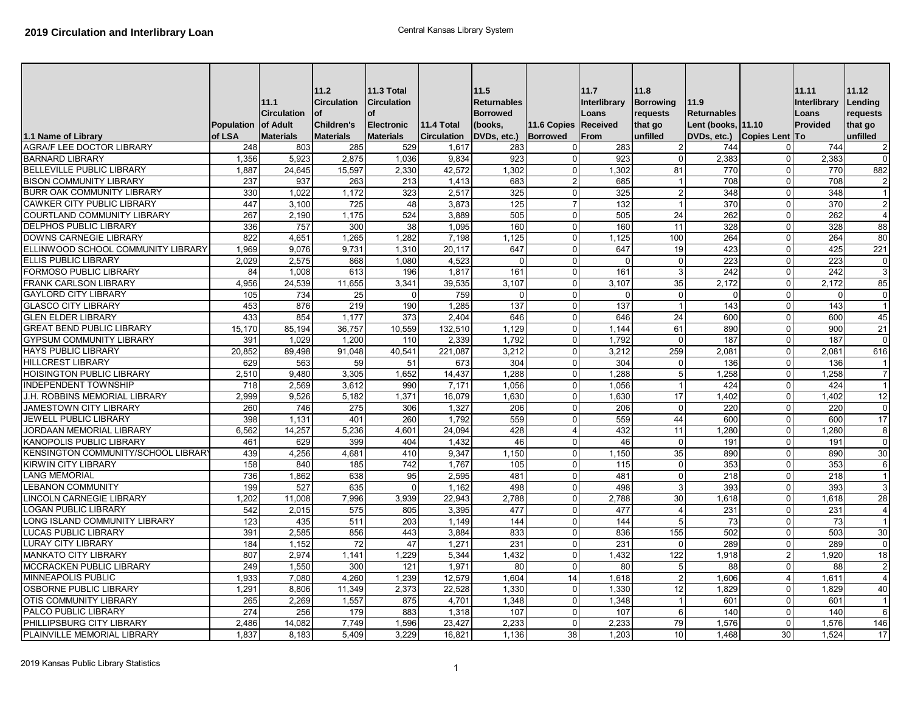# 2019 Circulation and Interlibrary Loan

Central Kansas Library System

| 1.1 Name of Library | Population of LSA | 11.1 Circulation of Adult Materials | 11.2 Circulation of Children's Materials | 11.3 Total Circulation of Electronic Materials | 11.4 Total Circulation | 11.5 Returnables Borrowed (books, DVDs, etc.) | 11.6 Copies Borrowed | 11.7 Interlibrary Loans Received From | 11.8 Borrowing requests that go unfilled | 11.9 Returnables Lent (books, DVDs, etc.) | 11.10 Copies Lent | 11.11 Interlibrary Loans Provided To | 11.12 Lending requests that go unfilled |
|---|---|---|---|---|---|---|---|---|---|---|---|---|---|
| AGRA/F LEE DOCTOR LIBRARY | 248 | 803 | 285 | 529 | 1,617 | 283 | 0 | 283 | 2 | 744 | 0 | 744 | 2 |
| BARNARD LIBRARY | 1,356 | 5,923 | 2,875 | 1,036 | 9,834 | 923 | 0 | 923 | 0 | 2,383 | 0 | 2,383 | 0 |
| BELLEVILLE PUBLIC LIBRARY | 1,887 | 24,645 | 15,597 | 2,330 | 42,572 | 1,302 | 0 | 1,302 | 81 | 770 | 0 | 770 | 882 |
| BISON COMMUNITY LIBRARY | 237 | 937 | 263 | 213 | 1,413 | 683 | 2 | 685 | 1 | 708 | 0 | 708 | 2 |
| BURR OAK COMMUNITY LIBRARY | 330 | 1,022 | 1,172 | 323 | 2,517 | 325 | 0 | 325 | 2 | 348 | 0 | 348 | 1 |
| CAWKER CITY PUBLIC LIBRARY | 447 | 3,100 | 725 | 48 | 3,873 | 125 | 7 | 132 | 1 | 370 | 0 | 370 | 2 |
| COURTLAND COMMUNITY LIBRARY | 267 | 2,190 | 1,175 | 524 | 3,889 | 505 | 0 | 505 | 24 | 262 | 0 | 262 | 4 |
| DELPHOS PUBLIC LIBRARY | 336 | 757 | 300 | 38 | 1,095 | 160 | 0 | 160 | 11 | 328 | 0 | 328 | 88 |
| DOWNS CARNEGIE LIBRARY | 822 | 4,651 | 1,265 | 1,282 | 7,198 | 1,125 | 0 | 1,125 | 100 | 264 | 0 | 264 | 80 |
| ELLINWOOD SCHOOL COMMUNITY LIBRARY | 1,969 | 9,076 | 9,731 | 1,310 | 20,117 | 647 | 0 | 647 | 19 | 423 | 0 | 425 | 221 |
| ELLIS PUBLIC LIBRARY | 2,029 | 2,575 | 868 | 1,080 | 4,523 | 0 | 0 | 0 | 0 | 223 | 0 | 223 | 0 |
| FORMOSO PUBLIC LIBRARY | 84 | 1,008 | 613 | 196 | 1,817 | 161 | 0 | 161 | 3 | 242 | 0 | 242 | 3 |
| FRANK CARLSON LIBRARY | 4,956 | 24,539 | 11,655 | 3,341 | 39,535 | 3,107 | 0 | 3,107 | 35 | 2,172 | 0 | 2,172 | 85 |
| GAYLORD CITY LIBRARY | 105 | 734 | 25 | 0 | 759 | 0 | 0 | 0 | 0 | 0 | 0 | 0 | 0 |
| GLASCO CITY LIBRARY | 453 | 876 | 219 | 190 | 1,285 | 137 | 0 | 137 | 1 | 143 | 0 | 143 | 1 |
| GLEN ELDER LIBRARY | 433 | 854 | 1,177 | 373 | 2,404 | 646 | 0 | 646 | 24 | 600 | 0 | 600 | 45 |
| GREAT BEND PUBLIC LIBRARY | 15,170 | 85,194 | 36,757 | 10,559 | 132,510 | 1,129 | 0 | 1,144 | 61 | 890 | 0 | 900 | 21 |
| GYPSUM COMMUNITY LIBRARY | 391 | 1,029 | 1,200 | 110 | 2,339 | 1,792 | 0 | 1,792 | 0 | 187 | 0 | 187 | 0 |
| HAYS PUBLIC LIBRARY | 20,852 | 89,498 | 91,048 | 40,541 | 221,087 | 3,212 | 0 | 3,212 | 259 | 2,081 | 0 | 2,081 | 616 |
| HILLCREST LIBRARY | 629 | 563 | 59 | 51 | 673 | 304 | 0 | 304 | 0 | 136 | 0 | 136 | 1 |
| HOISINGTON PUBLIC LIBRARY | 2,510 | 9,480 | 3,305 | 1,652 | 14,437 | 1,288 | 0 | 1,288 | 5 | 1,258 | 0 | 1,258 | 7 |
| INDEPENDENT TOWNSHIP | 718 | 2,569 | 3,612 | 990 | 7,171 | 1,056 | 0 | 1,056 | 1 | 424 | 0 | 424 | 1 |
| J.H. ROBBINS MEMORIAL LIBRARY | 2,999 | 9,526 | 5,182 | 1,371 | 16,079 | 1,630 | 0 | 1,630 | 17 | 1,402 | 0 | 1,402 | 12 |
| JAMESTOWN CITY LIBRARY | 260 | 746 | 275 | 306 | 1,327 | 206 | 0 | 206 | 0 | 220 | 0 | 220 | 0 |
| JEWELL PUBLIC LIBRARY | 398 | 1,131 | 401 | 260 | 1,792 | 559 | 0 | 559 | 44 | 600 | 0 | 600 | 17 |
| JORDAAN MEMORIAL LIBRARY | 6,562 | 14,257 | 5,236 | 4,601 | 24,094 | 428 | 4 | 432 | 11 | 1,280 | 0 | 1,280 | 8 |
| KANOPOLIS PUBLIC LIBRARY | 461 | 629 | 399 | 404 | 1,432 | 46 | 0 | 46 | 0 | 191 | 0 | 191 | 0 |
| KENSINGTON COMMUNITY/SCHOOL LIBRARY | 439 | 4,256 | 4,681 | 410 | 9,347 | 1,150 | 0 | 1,150 | 35 | 890 | 0 | 890 | 30 |
| KIRWIN CITY LIBRARY | 158 | 840 | 185 | 742 | 1,767 | 105 | 0 | 115 | 0 | 353 | 0 | 353 | 6 |
| LANG MEMORIAL | 736 | 1,862 | 638 | 95 | 2,595 | 481 | 0 | 481 | 0 | 218 | 0 | 218 | 1 |
| LEBANON COMMUNITY | 199 | 527 | 635 | 0 | 1,162 | 498 | 0 | 498 | 3 | 393 | 0 | 393 | 3 |
| LINCOLN CARNEGIE LIBRARY | 1,202 | 11,008 | 7,996 | 3,939 | 22,943 | 2,788 | 0 | 2,788 | 30 | 1,618 | 0 | 1,618 | 28 |
| LOGAN PUBLIC LIBRARY | 542 | 2,015 | 575 | 805 | 3,395 | 477 | 0 | 477 | 4 | 231 | 0 | 231 | 4 |
| LONG ISLAND COMMUNITY LIBRARY | 123 | 435 | 511 | 203 | 1,149 | 144 | 0 | 144 | 5 | 73 | 0 | 73 | 1 |
| LUCAS PUBLIC LIBRARY | 391 | 2,585 | 856 | 443 | 3,884 | 833 | 0 | 836 | 155 | 502 | 0 | 503 | 30 |
| LURAY CITY LIBRARY | 184 | 1,152 | 72 | 47 | 1,271 | 231 | 0 | 231 | 0 | 289 | 0 | 289 | 0 |
| MANKATO CITY LIBRARY | 807 | 2,974 | 1,141 | 1,229 | 5,344 | 1,432 | 0 | 1,432 | 122 | 1,918 | 2 | 1,920 | 18 |
| MCCRACKEN PUBLIC LIBRARY | 249 | 1,550 | 300 | 121 | 1,971 | 80 | 0 | 80 | 5 | 88 | 0 | 88 | 2 |
| MINNEAPOLIS PUBLIC | 1,933 | 7,080 | 4,260 | 1,239 | 12,579 | 1,604 | 14 | 1,618 | 2 | 1,606 | 4 | 1,611 | 4 |
| OSBORNE PUBLIC LIBRARY | 1,291 | 8,806 | 11,349 | 2,373 | 22,528 | 1,330 | 0 | 1,330 | 12 | 1,829 | 0 | 1,829 | 40 |
| OTIS COMMUNITY LIBRARY | 265 | 2,269 | 1,557 | 875 | 4,701 | 1,348 | 0 | 1,348 | 1 | 601 | 0 | 601 | 1 |
| PALCO PUBLIC LIBRARY | 274 | 256 | 179 | 883 | 1,318 | 107 | 0 | 107 | 6 | 140 | 0 | 140 | 6 |
| PHILLIPSBURG CITY LIBRARY | 2,486 | 14,082 | 7,749 | 1,596 | 23,427 | 2,233 | 0 | 2,233 | 79 | 1,576 | 0 | 1,576 | 146 |
| PLAINVILLE MEMORIAL LIBRARY | 1,837 | 8,183 | 5,409 | 3,229 | 16,821 | 1,136 | 38 | 1,203 | 10 | 1,468 | 30 | 1,524 | 17 |

2019 Kansas Public Library Statistics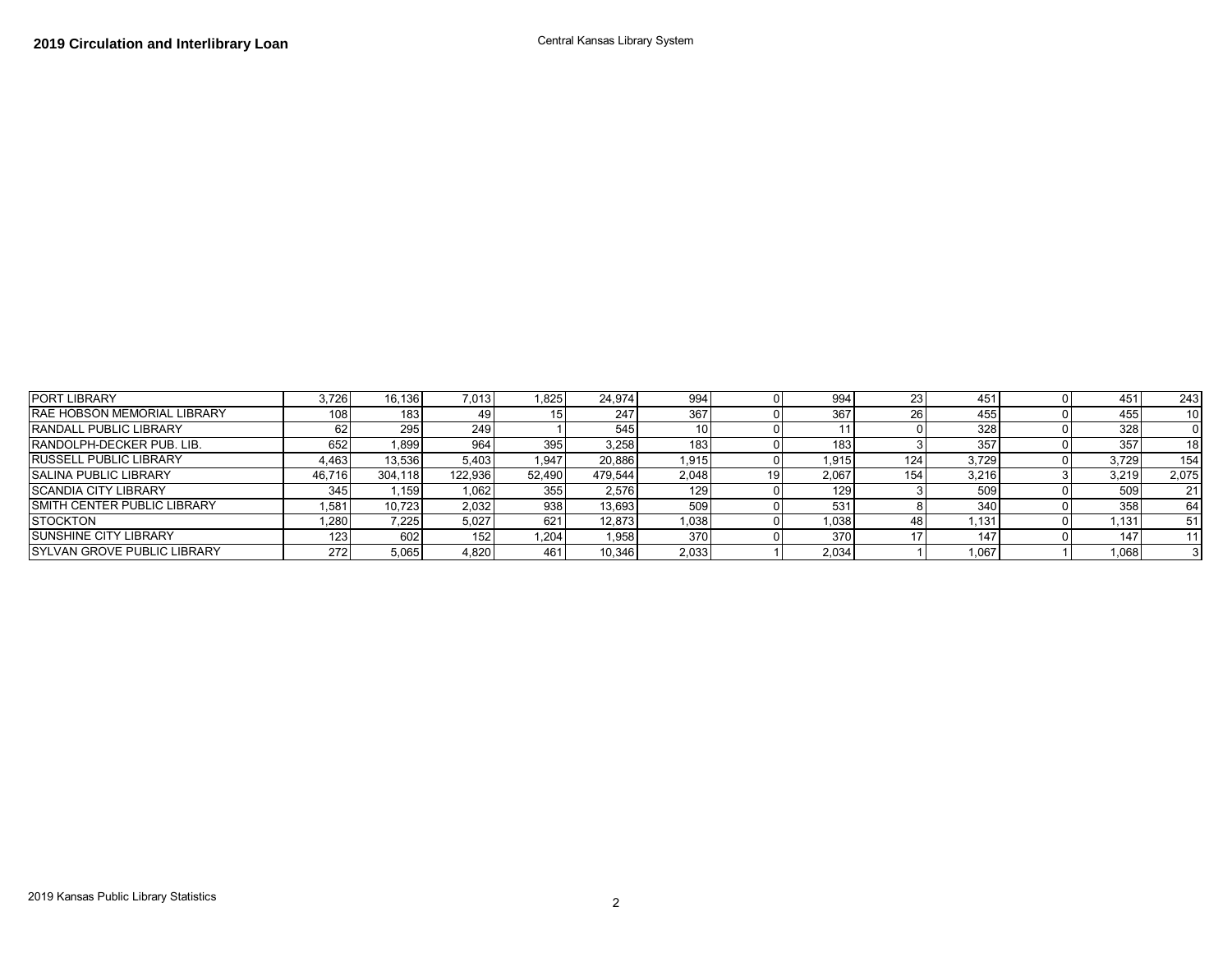**2019 Circulation and Interlibrary Loan**

Central Kansas Library System

| | | | | | | | | | | | | | |
|---|---|---|---|---|---|---|---|---|---|---|---|---|---|
| PORT LIBRARY | 3,726 | 16,136 | 7,013 | 1,825 | 24,974 | 994 | 0 | 994 | 23 | 451 | 0 | 451 | 243 |
| RAE HOBSON MEMORIAL LIBRARY | 108 | 183 | 49 | 15 | 247 | 367 | 0 | 367 | 26 | 455 | 0 | 455 | 10 |
| RANDALL PUBLIC LIBRARY | 62 | 295 | 249 | 1 | 545 | 10 | 0 | 11 | 0 | 328 | 0 | 328 | 0 |
| RANDOLPH-DECKER PUB. LIB. | 652 | 1,899 | 964 | 395 | 3,258 | 183 | 0 | 183 | 3 | 357 | 0 | 357 | 18 |
| RUSSELL PUBLIC LIBRARY | 4,463 | 13,536 | 5,403 | 1,947 | 20,886 | 1,915 | 0 | 1,915 | 124 | 3,729 | 0 | 3,729 | 154 |
| SALINA PUBLIC LIBRARY | 46,716 | 304,118 | 122,936 | 52,490 | 479,544 | 2,048 | 19 | 2,067 | 154 | 3,216 | 3 | 3,219 | 2,075 |
| SCANDIA CITY LIBRARY | 345 | 1,159 | 1,062 | 355 | 2,576 | 129 | 0 | 129 | 3 | 509 | 0 | 509 | 21 |
| SMITH CENTER PUBLIC LIBRARY | 1,581 | 10,723 | 2,032 | 938 | 13,693 | 509 | 0 | 531 | 8 | 340 | 0 | 358 | 64 |
| STOCKTON | 1,280 | 7,225 | 5,027 | 621 | 12,873 | 1,038 | 0 | 1,038 | 48 | 1,131 | 0 | 1,131 | 51 |
| SUNSHINE CITY LIBRARY | 123 | 602 | 152 | 1,204 | 1,958 | 370 | 0 | 370 | 17 | 147 | 0 | 147 | 11 |
| SYLVAN GROVE PUBLIC LIBRARY | 272 | 5,065 | 4,820 | 461 | 10,346 | 2,033 | 1 | 2,034 | 1 | 1,067 | 1 | 1,068 | 3 |

2019 Kansas Public Library Statistics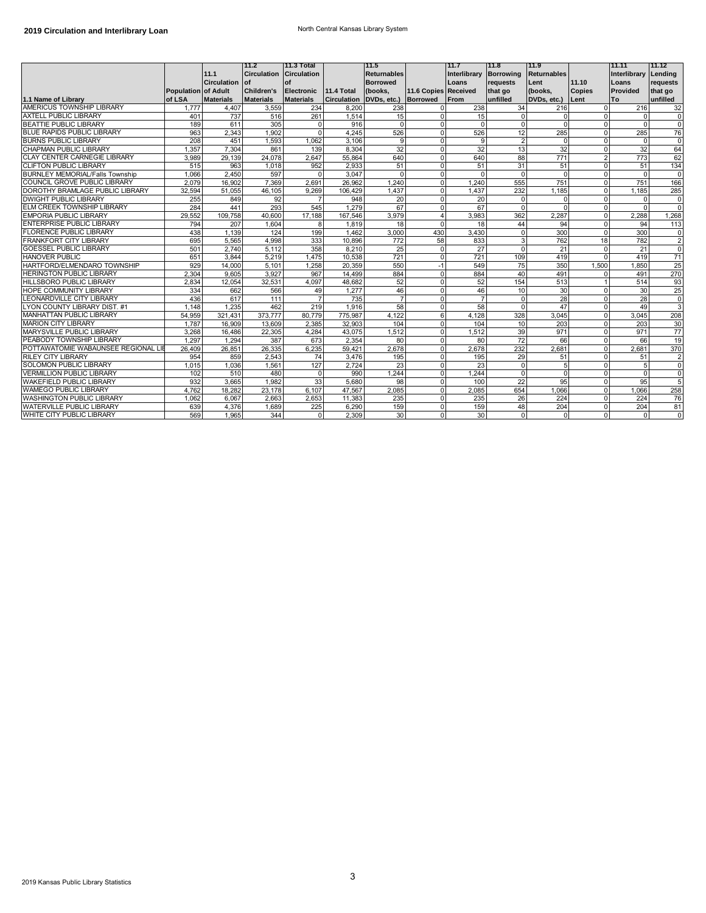## 2019 Circulation and Interlibrary Loan

North Central Kansas Library System

| 1.1 Name of Library | Population of LSA | 11.1 Circulation of Adult Materials | 11.2 Circulation of Children's Materials | 11.3 Total Circulation of Electronic Materials | 11.4 Total Circulation | 11.5 Returnables Borrowed (books, DVDs, etc.) | 11.6 Copies Borrowed | 11.7 Interlibrary Loans Received From | 11.8 Borrowing requests that go unfilled | 11.9 Returnables Lent (books, DVDs, etc.) | 11.10 Copies Lent | 11.11 Interlibrary Loans Provided To | 11.12 Lending requests that go unfilled |
|---|---|---|---|---|---|---|---|---|---|---|---|---|---|
| AMERICUS TOWNSHIP LIBRARY | 1,777 | 4,407 | 3,559 | 234 | 8,200 | 238 | 0 | 238 | 34 | 216 | 0 | 216 | 32 |
| AXTELL PUBLIC LIBRARY | 401 | 737 | 516 | 261 | 1,514 | 15 | 0 | 15 | 0 | 0 | 0 | 0 | 0 |
| BEATTIE PUBLIC LIBRARY | 189 | 611 | 305 | 0 | 916 | 0 | 0 | 0 | 0 | 0 | 0 | 0 | 0 |
| BLUE RAPIDS PUBLIC LIBRARY | 963 | 2,343 | 1,902 | 0 | 4,245 | 526 | 0 | 526 | 12 | 285 | 0 | 285 | 76 |
| BURNS PUBLIC LIBRARY | 208 | 451 | 1,593 | 1,062 | 3,106 | 9 | 0 | 9 | 2 | 0 | 0 | 0 | 0 |
| CHAPMAN PUBLIC LIBRARY | 1,357 | 7,304 | 861 | 139 | 8,304 | 32 | 0 | 32 | 13 | 32 | 0 | 32 | 64 |
| CLAY CENTER CARNEGIE LIBRARY | 3,989 | 29,139 | 24,078 | 2,647 | 55,864 | 640 | 0 | 640 | 88 | 771 | 2 | 773 | 62 |
| CLIFTON PUBLIC LIBRARY | 515 | 963 | 1,018 | 952 | 2,933 | 51 | 0 | 51 | 31 | 51 | 0 | 51 | 134 |
| BURNLEY MEMORIAL/Falls Township | 1,066 | 2,450 | 597 | 0 | 3,047 | 0 | 0 | 0 | 0 | 0 | 0 | 0 | 0 |
| COUNCIL GROVE PUBLIC LIBRARY | 2,079 | 16,902 | 7,369 | 2,691 | 26,962 | 1,240 | 0 | 1,240 | 555 | 751 | 0 | 751 | 166 |
| DOROTHY BRAMLAGE PUBLIC LIBRARY | 32,594 | 51,055 | 46,105 | 9,269 | 106,429 | 1,437 | 0 | 1,437 | 232 | 1,185 | 0 | 1,185 | 285 |
| DWIGHT PUBLIC LIBRARY | 255 | 849 | 92 | 7 | 948 | 20 | 0 | 20 | 0 | 0 | 0 | 0 | 0 |
| ELM CREEK TOWNSHIP LIBRARY | 284 | 441 | 293 | 545 | 1,279 | 67 | 0 | 67 | 0 | 0 | 0 | 0 | 0 |
| EMPORIA PUBLIC LIBRARY | 29,552 | 109,758 | 40,600 | 17,188 | 167,546 | 3,979 | 4 | 3,983 | 362 | 2,287 | 0 | 2,288 | 1,268 |
| ENTERPRISE PUBLIC LIBRARY | 794 | 207 | 1,604 | 8 | 1,819 | 18 | 0 | 18 | 44 | 94 | 0 | 94 | 113 |
| FLORENCE PUBLIC LIBRARY | 438 | 1,139 | 124 | 199 | 1,462 | 3,000 | 430 | 3,430 | 0 | 300 | 0 | 300 | 0 |
| FRANKFORT CITY LIBRARY | 695 | 5,565 | 4,998 | 333 | 10,896 | 772 | 58 | 833 | 3 | 762 | 18 | 782 | 2 |
| GOESSEL PUBLIC LIBRARY | 501 | 2,740 | 5,112 | 358 | 8,210 | 25 | 0 | 27 | 0 | 21 | 0 | 21 | 0 |
| HANOVER PUBLIC | 651 | 3,844 | 5,219 | 1,475 | 10,538 | 721 | 0 | 721 | 109 | 419 | 0 | 419 | 71 |
| HARTFORD/ELMENDARO TOWNSHIP | 929 | 14,000 | 5,101 | 1,258 | 20,359 | 550 | -1 | 549 | 75 | 350 | 1,500 | 1,850 | 25 |
| HERINGTON PUBLIC LIBRARY | 2,304 | 9,605 | 3,927 | 967 | 14,499 | 884 | 0 | 884 | 40 | 491 | 0 | 491 | 270 |
| HILLSBORO PUBLIC LIBRARY | 2,834 | 12,054 | 32,531 | 4,097 | 48,682 | 52 | 0 | 52 | 154 | 513 | 1 | 514 | 93 |
| HOPE COMMUNITY LIBRARY | 334 | 662 | 566 | 49 | 1,277 | 46 | 0 | 46 | 10 | 30 | 0 | 30 | 25 |
| LEONARDVILLE CITY LIBRARY | 436 | 617 | 111 | 7 | 735 | 7 | 0 | 7 | 0 | 28 | 0 | 28 | 0 |
| LYON COUNTY LIBRARY DIST. #1 | 1,148 | 1,235 | 462 | 219 | 1,916 | 58 | 0 | 58 | 0 | 47 | 0 | 49 | 3 |
| MANHATTAN PUBLIC LIBRARY | 54,959 | 321,431 | 373,777 | 80,779 | 775,987 | 4,122 | 6 | 4,128 | 328 | 3,045 | 0 | 3,045 | 208 |
| MARION CITY LIBRARY | 1,787 | 16,909 | 13,609 | 2,385 | 32,903 | 104 | 0 | 104 | 10 | 203 | 0 | 203 | 30 |
| MARYSVILLE PUBLIC LIBRARY | 3,268 | 16,486 | 22,305 | 4,284 | 43,075 | 1,512 | 0 | 1,512 | 39 | 971 | 0 | 971 | 77 |
| PEABODY TOWNSHIP LIBRARY | 1,297 | 1,294 | 387 | 673 | 2,354 | 80 | 0 | 80 | 72 | 66 | 0 | 66 | 19 |
| POTTAWATOMIE WABAUNSEE REGIONAL LIB | 26,409 | 26,851 | 26,335 | 6,235 | 59,421 | 2,678 | 0 | 2,678 | 232 | 2,681 | 0 | 2,681 | 370 |
| RILEY CITY LIBRARY | 954 | 859 | 2,543 | 74 | 3,476 | 195 | 0 | 195 | 29 | 51 | 0 | 51 | 2 |
| SOLOMON PUBLIC LIBRARY | 1,015 | 1,036 | 1,561 | 127 | 2,724 | 23 | 0 | 23 | 0 | 5 | 0 | 5 | 0 |
| VERMILLION PUBLIC LIBRARY | 102 | 510 | 480 | 0 | 990 | 1,244 | 0 | 1,244 | 0 | 0 | 0 | 0 | 0 |
| WAKEFIELD PUBLIC LIBRARY | 932 | 3,665 | 1,982 | 33 | 5,680 | 98 | 0 | 100 | 22 | 95 | 0 | 95 | 5 |
| WAMEGO PUBLIC LIBRARY | 4,762 | 18,282 | 23,178 | 6,107 | 47,567 | 2,085 | 0 | 2,085 | 654 | 1,066 | 0 | 1,066 | 258 |
| WASHINGTON PUBLIC LIBRARY | 1,062 | 6,067 | 2,663 | 2,653 | 11,383 | 235 | 0 | 235 | 26 | 224 | 0 | 224 | 76 |
| WATERVILLE PUBLIC LIBRARY | 639 | 4,376 | 1,689 | 225 | 6,290 | 159 | 0 | 159 | 48 | 204 | 0 | 204 | 81 |
| WHITE CITY PUBLIC LIBRARY | 569 | 1,965 | 344 | 0 | 2,309 | 30 | 0 | 30 | 0 | 0 | 0 | 0 | 0 |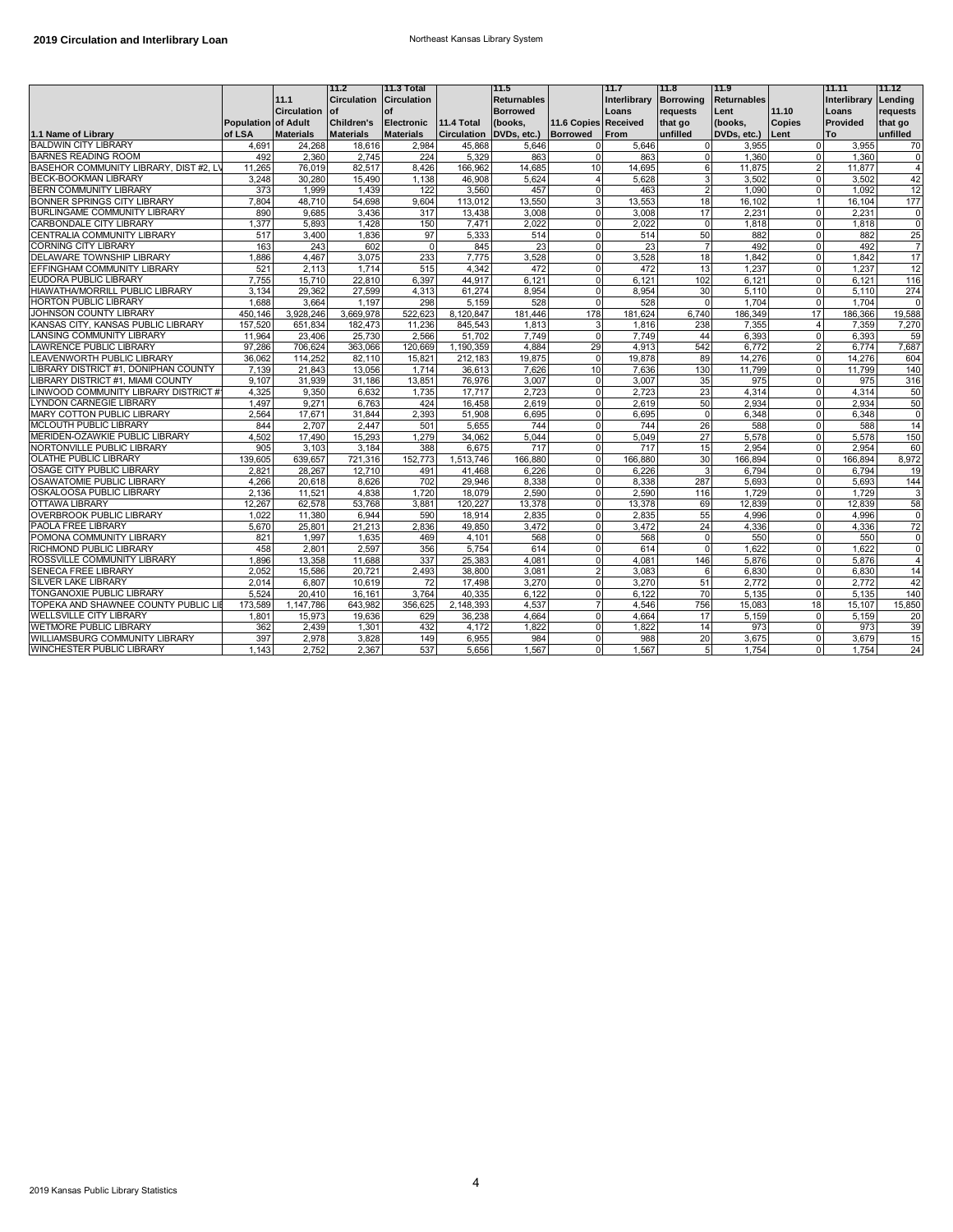**2019 Circulation and Interlibrary Loan** Northeast Kansas Library System

| 1.1 Name of Library | Population of LSA | 11.1 Circulation of Adult Materials | 11.2 Circulation of Children's Materials | 11.3 Total Circulation of Electronic Materials | 11.4 Total Circulation | 11.5 Returnables Borrowed (books, DVDs, etc.) | 11.6 Copies Borrowed | 11.7 Interlibrary Loans Received From | 11.8 Borrowing requests that go unfilled | 11.9 Returnables Lent (books, DVDs, etc.) | 11.10 Copies Lent | 11.11 Interlibrary Loans Provided To | 11.12 Lending requests that go unfilled |
|---|---|---|---|---|---|---|---|---|---|---|---|---|---|
| BALDWIN CITY LIBRARY | 4,691 | 24,268 | 18,616 | 2,984 | 45,868 | 5,646 | 0 | 5,646 | 0 | 3,955 | 0 | 3,955 | 70 |
| BARNES READING ROOM | 492 | 2,360 | 2,745 | 224 | 5,329 | 863 | 0 | 863 | 0 | 1,360 | 0 | 1,360 | 0 |
| BASEHOR COMMUNITY LIBRARY, DIST #2, LV | 11,265 | 76,019 | 82,517 | 8,426 | 166,962 | 14,685 | 10 | 14,695 | 6 | 11,875 | 2 | 11,877 | 4 |
| BECK-BOOKMAN LIBRARY | 3,248 | 30,280 | 15,490 | 1,138 | 46,908 | 5,624 | 4 | 5,628 | 3 | 3,502 | 0 | 3,502 | 42 |
| BERN COMMUNITY LIBRARY | 373 | 1,999 | 1,439 | 122 | 3,560 | 457 | 0 | 463 | 2 | 1,090 | 0 | 1,092 | 12 |
| BONNER SPRINGS CITY LIBRARY | 7,804 | 48,710 | 54,698 | 9,604 | 113,012 | 13,550 | 3 | 13,553 | 18 | 16,102 | 1 | 16,104 | 177 |
| BURLINGAME COMMUNITY LIBRARY | 890 | 9,685 | 3,436 | 317 | 13,438 | 3,008 | 0 | 3,008 | 17 | 2,231 | 0 | 2,231 | 0 |
| CARBONDALE CITY LIBRARY | 1,377 | 5,893 | 1,428 | 150 | 7,471 | 2,022 | 0 | 2,022 | 0 | 1,818 | 0 | 1,818 | 0 |
| CENTRALIA COMMUNITY LIBRARY | 517 | 3,400 | 1,836 | 97 | 5,333 | 514 | 0 | 514 | 50 | 882 | 0 | 882 | 25 |
| CORNING CITY LIBRARY | 163 | 243 | 602 | 0 | 845 | 23 | 0 | 23 | 7 | 492 | 0 | 492 | 7 |
| DELAWARE TOWNSHIP LIBRARY | 1,886 | 4,467 | 3,075 | 233 | 7,775 | 3,528 | 0 | 3,528 | 18 | 1,842 | 0 | 1,842 | 17 |
| EFFINGHAM COMMUNITY LIBRARY | 521 | 2,113 | 1,714 | 515 | 4,342 | 472 | 0 | 472 | 13 | 1,237 | 0 | 1,237 | 12 |
| EUDORA PUBLIC LIBRARY | 7,755 | 15,710 | 22,810 | 6,397 | 44,917 | 6,121 | 0 | 6,121 | 102 | 6,121 | 0 | 6,121 | 116 |
| HIAWATHA/MORRILL PUBLIC LIBRARY | 3,134 | 29,362 | 27,599 | 4,313 | 61,274 | 8,954 | 0 | 8,954 | 30 | 5,110 | 0 | 5,110 | 274 |
| HORTON PUBLIC LIBRARY | 1,688 | 3,664 | 1,197 | 298 | 5,159 | 528 | 0 | 528 | 0 | 1,704 | 0 | 1,704 | 0 |
| JOHNSON COUNTY LIBRARY | 450,146 | 3,928,246 | 3,669,978 | 522,623 | 8,120,847 | 181,446 | 178 | 181,624 | 6,740 | 186,349 | 17 | 186,366 | 19,588 |
| KANSAS CITY, KANSAS PUBLIC LIBRARY | 157,520 | 651,834 | 182,473 | 11,236 | 845,543 | 1,813 | 3 | 1,816 | 238 | 7,355 | 4 | 7,359 | 7,270 |
| LANSING COMMUNITY LIBRARY | 11,964 | 23,406 | 25,730 | 2,566 | 51,702 | 7,749 | 0 | 7,749 | 44 | 6,393 | 0 | 6,393 | 59 |
| LAWRENCE PUBLIC LIBRARY | 97,286 | 706,624 | 363,066 | 120,669 | 1,190,359 | 4,884 | 29 | 4,913 | 542 | 6,772 | 2 | 6,774 | 7,687 |
| LEAVENWORTH PUBLIC LIBRARY | 36,062 | 114,252 | 82,110 | 15,821 | 212,183 | 19,875 | 0 | 19,878 | 89 | 14,276 | 0 | 14,276 | 604 |
| LIBRARY DISTRICT #1, DONIPHAN COUNTY | 7,139 | 21,843 | 13,056 | 1,714 | 36,613 | 7,626 | 10 | 7,636 | 130 | 11,799 | 0 | 11,799 | 140 |
| LIBRARY DISTRICT #1, MIAMI COUNTY | 9,107 | 31,939 | 31,186 | 13,851 | 76,976 | 3,007 | 0 | 3,007 | 35 | 975 | 0 | 975 | 316 |
| LINWOOD COMMUNITY LIBRARY DISTRICT #1 | 4,325 | 9,350 | 6,632 | 1,735 | 17,717 | 2,723 | 0 | 2,723 | 23 | 4,314 | 0 | 4,314 | 50 |
| LYNDON CARNEGIE LIBRARY | 1,497 | 9,271 | 6,763 | 424 | 16,458 | 2,619 | 0 | 2,619 | 50 | 2,934 | 0 | 2,934 | 50 |
| MARY COTTON PUBLIC LIBRARY | 2,564 | 17,671 | 31,844 | 2,393 | 51,908 | 6,695 | 0 | 6,695 | 0 | 6,348 | 0 | 6,348 | 0 |
| MCLOUTH PUBLIC LIBRARY | 844 | 2,707 | 2,447 | 501 | 5,655 | 744 | 0 | 744 | 26 | 588 | 0 | 588 | 14 |
| MERIDEN-OZAWKIE PUBLIC LIBRARY | 4,502 | 17,490 | 15,293 | 1,279 | 34,062 | 5,044 | 0 | 5,049 | 27 | 5,578 | 0 | 5,578 | 150 |
| NORTONVILLE PUBLIC LIBRARY | 905 | 3,103 | 3,184 | 388 | 6,675 | 717 | 0 | 717 | 15 | 2,954 | 0 | 2,954 | 60 |
| OLATHE PUBLIC LIBRARY | 139,605 | 639,657 | 721,316 | 152,773 | 1,513,746 | 166,880 | 0 | 166,880 | 30 | 166,894 | 0 | 166,894 | 8,972 |
| OSAGE CITY PUBLIC LIBRARY | 2,821 | 28,267 | 12,710 | 491 | 41,468 | 6,226 | 0 | 6,226 | 3 | 6,794 | 0 | 6,794 | 19 |
| OSAWATOMIE PUBLIC LIBRARY | 4,266 | 20,618 | 8,626 | 702 | 29,946 | 8,338 | 0 | 8,338 | 287 | 5,693 | 0 | 5,693 | 144 |
| OSKALOOSA PUBLIC LIBRARY | 2,136 | 11,521 | 4,838 | 1,720 | 18,079 | 2,590 | 0 | 2,590 | 116 | 1,729 | 0 | 1,729 | 3 |
| OTTAWA LIBRARY | 12,267 | 62,578 | 53,768 | 3,881 | 120,227 | 13,378 | 0 | 13,378 | 69 | 12,839 | 0 | 12,839 | 58 |
| OVERBROOK PUBLIC LIBRARY | 1,022 | 11,380 | 6,944 | 590 | 18,914 | 2,835 | 0 | 2,835 | 55 | 4,996 | 0 | 4,996 | 0 |
| PAOLA FREE LIBRARY | 5,670 | 25,801 | 21,213 | 2,836 | 49,850 | 3,472 | 0 | 3,472 | 24 | 4,336 | 0 | 4,336 | 72 |
| POMONA COMMUNITY LIBRARY | 821 | 1,997 | 1,635 | 469 | 4,101 | 568 | 0 | 568 | 0 | 550 | 0 | 550 | 0 |
| RICHMOND PUBLIC LIBRARY | 458 | 2,801 | 2,597 | 356 | 5,754 | 614 | 0 | 614 | 0 | 1,622 | 0 | 1,622 | 0 |
| ROSSVILLE COMMUNITY LIBRARY | 1,896 | 13,358 | 11,688 | 337 | 25,383 | 4,081 | 0 | 4,081 | 146 | 5,876 | 0 | 5,876 | 4 |
| SENECA FREE LIBRARY | 2,052 | 15,586 | 20,721 | 2,493 | 38,800 | 3,081 | 2 | 3,083 | 6 | 6,830 | 0 | 6,830 | 14 |
| SILVER LAKE LIBRARY | 2,014 | 6,807 | 10,619 | 72 | 17,498 | 3,270 | 0 | 3,270 | 51 | 2,772 | 0 | 2,772 | 42 |
| TONGANOXIE PUBLIC LIBRARY | 5,524 | 20,410 | 16,161 | 3,764 | 40,335 | 6,122 | 0 | 6,122 | 70 | 5,135 | 0 | 5,135 | 140 |
| TOPEKA AND SHAWNEE COUNTY PUBLIC LIB | 173,589 | 1,147,786 | 643,982 | 356,625 | 2,148,393 | 4,537 | 7 | 4,546 | 756 | 15,083 | 18 | 15,107 | 15,850 |
| WELLSVILLE CITY LIBRARY | 1,801 | 15,973 | 19,636 | 629 | 36,238 | 4,664 | 0 | 4,664 | 17 | 5,159 | 0 | 5,159 | 20 |
| WETMORE PUBLIC LIBRARY | 362 | 2,439 | 1,301 | 432 | 4,172 | 1,822 | 0 | 1,822 | 14 | 973 | 0 | 973 | 39 |
| WILLIAMSBURG COMMUNITY LIBRARY | 397 | 2,978 | 3,828 | 149 | 6,955 | 984 | 0 | 988 | 20 | 3,675 | 0 | 3,679 | 15 |
| WINCHESTER PUBLIC LIBRARY | 1,143 | 2,752 | 2,367 | 537 | 5,656 | 1,567 | 0 | 1,567 | 5 | 1,754 | 0 | 1,754 | 24 |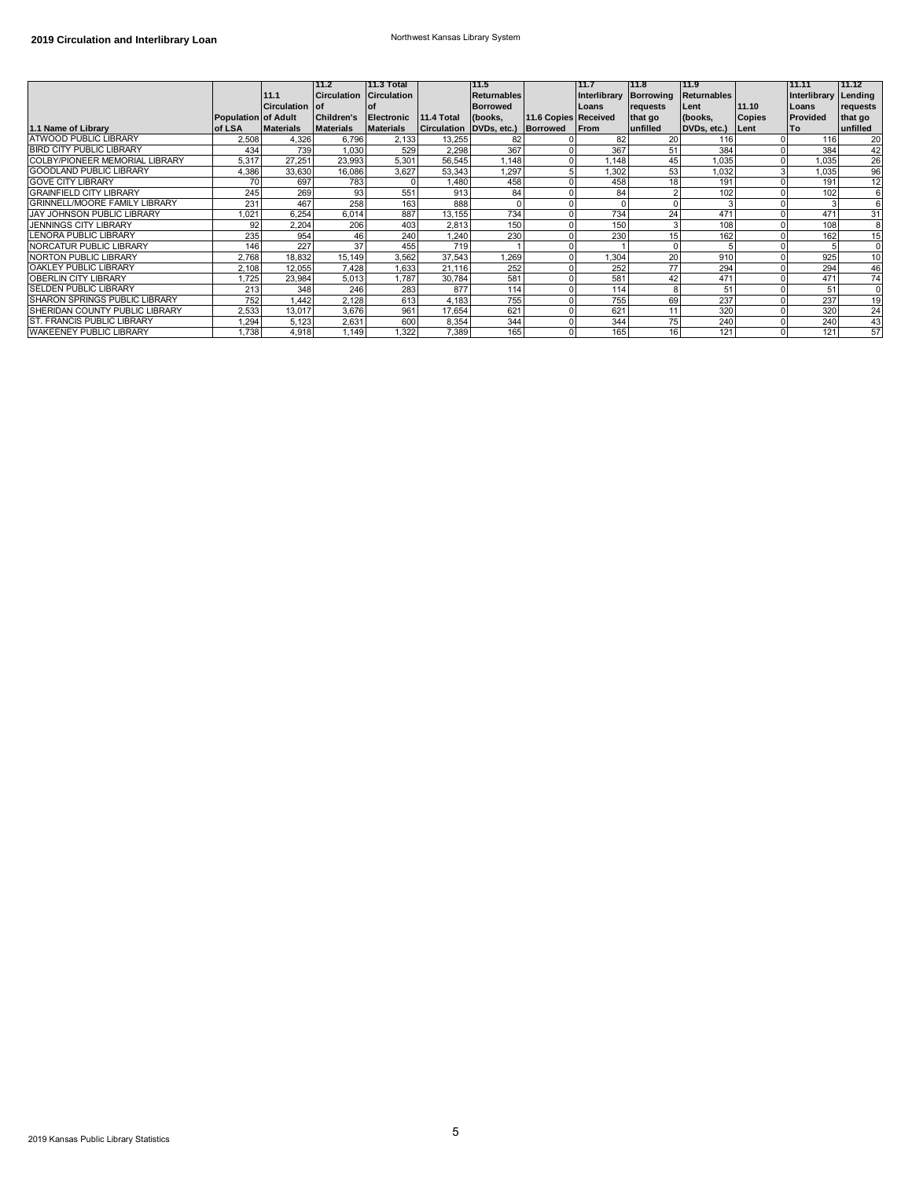## 2019 Circulation and Interlibrary Loan

Northwest Kansas Library System

| 1.1 Name of Library | Population of LSA | 11.1 Circulation of Adult Materials | 11.2 Circulation of Children's Materials | 11.3 Total Circulation of Electronic Materials | 11.4 Total Circulation | 11.5 Returnables Borrowed (books, DVDs, etc.) | 11.6 Copies Borrowed | 11.7 Interlibrary Loans Received From | 11.8 Borrowing requests that go unfilled | 11.9 Returnables Lent (books, DVDs, etc.) | 11.10 Copies Lent | 11.11 Interlibrary Loans Provided To | 11.12 Lending requests that go unfilled |
|---|---|---|---|---|---|---|---|---|---|---|---|---|---|
| ATWOOD PUBLIC LIBRARY | 2,508 | 4,326 | 6,796 | 2,133 | 13,255 | 82 | 0 | 82 | 20 | 116 | 0 | 116 | 20 |
| BIRD CITY PUBLIC LIBRARY | 434 | 739 | 1,030 | 529 | 2,298 | 367 | 0 | 367 | 51 | 384 | 0 | 384 | 42 |
| COLBY/PIONEER MEMORIAL LIBRARY | 5,317 | 27,251 | 23,993 | 5,301 | 56,545 | 1,148 | 0 | 1,148 | 45 | 1,035 | 0 | 1,035 | 26 |
| GOODLAND PUBLIC LIBRARY | 4,386 | 33,630 | 16,086 | 3,627 | 53,343 | 1,297 | 5 | 1,302 | 53 | 1,032 | 3 | 1,035 | 96 |
| GOVE CITY LIBRARY | 70 | 697 | 783 | 0 | 1,480 | 458 | 0 | 458 | 18 | 191 | 0 | 191 | 12 |
| GRAINFIELD CITY LIBRARY | 245 | 269 | 93 | 551 | 913 | 84 | 0 | 84 | 2 | 102 | 0 | 102 | 6 |
| GRINNELL/MOORE FAMILY LIBRARY | 231 | 467 | 258 | 163 | 888 | 0 | 0 | 0 | 0 | 3 | 0 | 3 | 6 |
| JAY JOHNSON PUBLIC LIBRARY | 1,021 | 6,254 | 6,014 | 887 | 13,155 | 734 | 0 | 734 | 24 | 471 | 0 | 471 | 31 |
| JENNINGS CITY LIBRARY | 92 | 2,204 | 206 | 403 | 2,813 | 150 | 0 | 150 | 3 | 108 | 0 | 108 | 8 |
| LENORA PUBLIC LIBRARY | 235 | 954 | 46 | 240 | 1,240 | 230 | 0 | 230 | 15 | 162 | 0 | 162 | 15 |
| NORCATUR PUBLIC LIBRARY | 146 | 227 | 37 | 455 | 719 | 1 | 0 | 1 | 0 | 5 | 0 | 5 | 0 |
| NORTON PUBLIC LIBRARY | 2,768 | 18,832 | 15,149 | 3,562 | 37,543 | 1,269 | 0 | 1,304 | 20 | 910 | 0 | 925 | 10 |
| OAKLEY PUBLIC LIBRARY | 2,108 | 12,055 | 7,428 | 1,633 | 21,116 | 252 | 0 | 252 | 77 | 294 | 0 | 294 | 46 |
| OBERLIN CITY LIBRARY | 1,725 | 23,984 | 5,013 | 1,787 | 30,784 | 581 | 0 | 581 | 42 | 471 | 0 | 471 | 74 |
| SELDEN PUBLIC LIBRARY | 213 | 348 | 246 | 283 | 877 | 114 | 0 | 114 | 8 | 51 | 0 | 51 | 0 |
| SHARON SPRINGS PUBLIC LIBRARY | 752 | 1,442 | 2,128 | 613 | 4,183 | 755 | 0 | 755 | 69 | 237 | 0 | 237 | 19 |
| SHERIDAN COUNTY PUBLIC LIBRARY | 2,533 | 13,017 | 3,676 | 961 | 17,654 | 621 | 0 | 621 | 11 | 320 | 0 | 320 | 24 |
| ST. FRANCIS PUBLIC LIBRARY | 1,294 | 5,123 | 2,631 | 600 | 8,354 | 344 | 0 | 344 | 75 | 240 | 0 | 240 | 43 |
| WAKEENEY PUBLIC LIBRARY | 1,738 | 4,918 | 1,149 | 1,322 | 7,389 | 165 | 0 | 165 | 16 | 121 | 0 | 121 | 57 |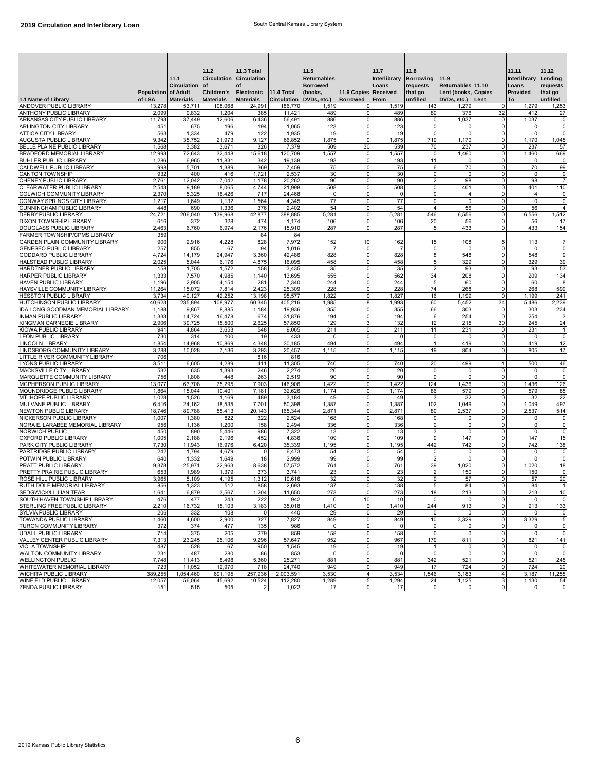## 2019 Circulation and Interlibrary Loan

South Central Kansas Library System

| 1.1 Name of Library | Population of LSA | 11.1 Circulation of Adult Materials | 11.2 Circulation of Children's Materials | 11.3 Total Circulation of Electronic Materials | 11.4 Total Circulation | 11.5 Returnables Borrowed (books, DVDs, etc.) | 11.6 Copies Borrowed | 11.7 Interlibrary Loans Received From | 11.8 Borrowing requests that go unfilled | 11.9 Returnables Lent (books, DVDs, etc.) | 11.10 Copies Lent | 11.11 Interlibrary Loans Provided To | 11.12 Lending requests that go unfilled |
|---|---|---|---|---|---|---|---|---|---|---|---|---|---|
| ANDOVER PUBLIC LIBRARY | 13,278 | 53,711 | 108,068 | 24,991 | 186,770 | 1,519 | 0 | 1,519 | 143 | 1,279 | 0 | 1,279 | 1,253 |
| ANTHONY PUBLIC LIBRARY | 2,099 | 9,832 | 1,204 | 385 | 11,421 | 489 | 0 | 489 | 89 | 376 | 32 | 412 | 27 |
| ARKANSAS CITY PUBLIC LIBRARY | 11,793 | 37,449 | 12,606 | 6,436 | 56,491 | 886 | 0 | 886 | 0 | 1,037 | 0 | 1,037 | 0 |
| ARLINGTON CITY LIBRARY | 451 | 675 | 196 | 194 | 1,065 | 123 | 0 | 123 | 0 | 0 | 0 | 0 | 0 |
| ATTICA CITY LIBRARY | 563 | 1,334 | 479 | 122 | 1,935 | 19 | 0 | 19 | 0 | 0 | 0 | 0 | 0 |
| AUGUSTA PUBLIC LIBRARY | 9,342 | 35,752 | 21,973 | 9,127 | 66,852 | 1,875 | 0 | 1,875 | 719 | 1,170 | 0 | 1,170 | 1,045 |
| BELLE PLAINE PUBLIC LIBRARY | 1,568 | 3,382 | 3,671 | 326 | 7,379 | 509 | 30 | 539 | 70 | 237 | 0 | 237 | 57 |
| BRADFORD MEMORIAL LIBRARY | 12,993 | 72,643 | 32,448 | 15,618 | 120,709 | 1,557 | 0 | 1,557 | 0 | 1,460 | 0 | 1,460 | 669 |
| BUHLER PUBLIC LIBRARY | 1,286 | 6,965 | 11,831 | 342 | 19,138 | 193 | 0 | 193 | 11 | 0 | 0 | 0 | 0 |
| CALDWELL PUBLIC LIBRARY | 998 | 5,701 | 1,389 | 369 | 7,459 | 75 | 0 | 75 | 6 | 70 | 0 | 70 | 99 |
| CANTON TOWNSHIP | 932 | 400 | 416 | 1,721 | 2,537 | 30 | 0 | 30 | 0 | 0 | 0 | 0 | 0 |
| CHENEY PUBLIC LIBRARY | 2,761 | 12,042 | 7,042 | 1,178 | 20,262 | 90 | 0 | 90 | 2 | 98 | 0 | 98 | 7 |
| CLEARWATER PUBLIC LIBRARY | 2,543 | 9,189 | 8,065 | 4,744 | 21,998 | 508 | 0 | 508 | 0 | 401 | 0 | 401 | 110 |
| COLWICH COMMUNITY LIBRARY | 2,370 | 5,325 | 18,426 | 717 | 24,468 | 0 | 0 | 0 | 0 | 4 | 0 | 4 | 0 |
| CONWAY SPRINGS CITY LIBRARY | 1,217 | 1,649 | 1,132 | 1,564 | 4,345 | 77 | 0 | 77 | 0 | 0 | 0 | 0 | 0 |
| CUNNINGHAM PUBLIC LIBRARY | 448 | 690 | 1,336 | 376 | 2,402 | 54 | 0 | 54 | 4 | 56 | 0 | 56 | 4 |
| DERBY PUBLIC LIBRARY | 24,721 | 206,040 | 139,968 | 42,877 | 388,885 | 5,281 | 0 | 5,281 | 546 | 6,556 | 0 | 6,556 | 1,512 |
| DIXON TOWNSHIP LIBRARY | 616 | 372 | 328 | 474 | 1,174 | 106 | 0 | 106 | 20 | 56 | 0 | 56 | 17 |
| DOUGLASS PUBLIC LIBRARY | 2,463 | 6,760 | 6,974 | 2,176 | 15,910 | 287 | 0 | 287 | 5 | 433 | 0 | 433 | 154 |
| FARMER TOWNSHIP/CPMS LIBRARY | 359 | | | 84 | 84 | | | | | | | | |
| GARDEN PLAIN COMMUNITY LIBRARY | 900 | 2,916 | 4,228 | 828 | 7,972 | 152 | 10 | 162 | 15 | 108 | 5 | 113 | 7 |
| GENESEO PUBLIC LIBRARY | 257 | 855 | 67 | 94 | 1,016 | 7 | 0 | 7 | 0 | 0 | 0 | 0 | 0 |
| GODDARD PUBLIC LIBRARY | 4,724 | 14,179 | 24,947 | 3,360 | 42,486 | 828 | 0 | 828 | 8 | 548 | 0 | 548 | 9 |
| HALSTEAD PUBLIC LIBRARY | 2,025 | 5,044 | 6,176 | 4,875 | 16,095 | 458 | 0 | 458 | 5 | 329 | 0 | 329 | 39 |
| HARDTNER PUBLIC LIBRARY | 158 | 1,705 | 1,572 | 158 | 3,435 | 35 | 0 | 35 | 2 | 93 | 0 | 93 | 53 |
| HARPER PUBLIC LIBRARY | 1,333 | 7,570 | 4,985 | 1,140 | 13,695 | 555 | 0 | 562 | 34 | 208 | 0 | 209 | 134 |
| HAVEN PUBLIC LIBRARY | 1,196 | 2,905 | 4,154 | 281 | 7,340 | 244 | 0 | 244 | 5 | 60 | 0 | 60 | 8 |
| HAYSVILLE COMMUNITY LIBRARY | 11,264 | 15,072 | 7,814 | 2,423 | 25,309 | 228 | 0 | 228 | 74 | 268 | 0 | 268 | 599 |
| HESSTON PUBLIC LIBRARY | 3,734 | 40,127 | 42,252 | 13,198 | 95,577 | 1,822 | 0 | 1,827 | 16 | 1,199 | 0 | 1,199 | 241 |
| HUTCHINSON PUBLIC LIBRARY | 40,623 | 235,894 | 108,977 | 60,345 | 405,216 | 1,985 | 8 | 1,993 | 60 | 5,452 | 34 | 5,486 | 2,239 |
| IDA LONG GOODMAN MEMORIAL LIBRARY | 1,188 | 9,867 | 8,885 | 1,184 | 19,936 | 355 | 0 | 355 | 66 | 303 | 0 | 303 | 234 |
| INMAN PUBLIC LIBRARY | 1,333 | 14,724 | 16,478 | 674 | 31,876 | 194 | 0 | 194 | 6 | 254 | 0 | 254 | 3 |
| KINGMAN CARNEGIE LIBRARY | 2,906 | 39,725 | 15,500 | 2,625 | 57,850 | 129 | 3 | 132 | 12 | 215 | 30 | 245 | 24 |
| KIOWA PUBLIC LIBRARY | 941 | 4,864 | 3,653 | 548 | 9,065 | 211 | 0 | 211 | 11 | 231 | 0 | 231 | 1 |
| LEON PUBLIC LIBRARY | 730 | 314 | 100 | 19 | 433 | 0 | 0 | 0 | 0 | 0 | 0 | 0 | 0 |
| LINCOLN LIBRARY | 1,854 | 14,968 | 10,869 | 4,348 | 30,185 | 494 | 0 | 494 | 1 | 419 | 0 | 419 | 12 |
| LINDSBORG COMMUNITY LIBRARY | 3,288 | 10,028 | 7,136 | 3,293 | 20,457 | 1,115 | 0 | 1,115 | 19 | 804 | 0 | 805 | 17 |
| LITTLE RIVER COMMUNITY LIBRARY | 706 | | | 816 | 816 | | | | | | | | |
| LYONS PUBLIC LIBRARY | 3,511 | 6,605 | 4,289 | 411 | 11,305 | 740 | 0 | 740 | 20 | 499 | 1 | 500 | 46 |
| MACKSVILLE CITY LIBRARY | 532 | 635 | 1,393 | 246 | 2,274 | 20 | 0 | 20 | 0 | 0 | 0 | 0 | 0 |
| MARQUETTE COMMUNITY LIBRARY | 756 | 1,808 | 448 | 263 | 2,519 | 90 | 0 | 90 | 0 | 0 | 0 | 0 | 0 |
| MCPHERSON PUBLIC LIBRARY | 13,077 | 63,708 | 75,295 | 7,903 | 146,906 | 1,422 | 0 | 1,422 | 124 | 1,436 | 0 | 1,436 | 126 |
| MOUNDRIDGE PUBLIC LIBRARY | 1,864 | 15,044 | 10,401 | 7,181 | 32,626 | 1,174 | 0 | 1,174 | 86 | 579 | 0 | 579 | 85 |
| MT. HOPE PUBLIC LIBRARY | 1,028 | 1,526 | 1,169 | 489 | 3,184 | 49 | 0 | 49 | 3 | 32 | 0 | 32 | 22 |
| MULVANE PUBLIC LIBRARY | 6,416 | 24,162 | 18,535 | 7,701 | 50,398 | 1,387 | 0 | 1,387 | 102 | 1,049 | 0 | 1,049 | 497 |
| NEWTON PUBLIC LIBRARY | 18,746 | 89,788 | 55,413 | 20,143 | 165,344 | 2,871 | 0 | 2,871 | 80 | 2,537 | 0 | 2,537 | 514 |
| NICKERSON PUBLIC LIBRARY | 1,007 | 1,380 | 822 | 322 | 2,524 | 168 | 0 | 168 | 0 | 0 | 0 | 0 | 0 |
| NORA E. LARABEE MEMORIAL LIBRARY | 956 | 1,136 | 1,200 | 158 | 2,494 | 336 | 0 | 336 | 0 | 0 | 0 | 0 | 0 |
| NORWICH PUBLIC | 450 | 890 | 5,446 | 986 | 7,322 | 13 | 0 | 13 | 3 | 0 | 0 | 0 | 0 |
| OXFORD PUBLIC LIBRARY | 1,005 | 2,188 | 2,196 | 452 | 4,836 | 109 | 0 | 109 | 9 | 147 | 0 | 147 | 15 |
| PARK CITY PUBLIC LIBRARY | 7,730 | 11,943 | 16,976 | 6,420 | 35,339 | 1,195 | 0 | 1,195 | 442 | 742 | 0 | 742 | 138 |
| PARTRIDGE PUBLIC LIBRARY | 242 | 1,794 | 4,679 | 0 | 6,473 | 54 | 0 | 54 | 0 | 0 | 0 | 0 | 0 |
| POTWIN PUBLIC LIBRARY | 640 | 1,332 | 1,649 | 18 | 2,999 | 99 | 0 | 99 | 2 | 0 | 0 | 0 | 0 |
| PRATT PUBLIC LIBRARY | 9,378 | 25,971 | 22,963 | 8,638 | 57,572 | 761 | 0 | 761 | 39 | 1,020 | 0 | 1,020 | 18 |
| PRETTY PRAIRIE PUBLIC LIBRARY | 653 | 1,989 | 1,379 | 373 | 3,741 | 23 | 0 | 23 | 2 | 150 | 0 | 150 | 0 |
| ROSE HILL PUBLIC LIBRARY | 3,965 | 5,109 | 4,195 | 1,312 | 10,616 | 32 | 0 | 32 | 9 | 57 | 0 | 57 | 20 |
| RUTH DOLE MEMORIAL LIBRARY | 856 | 1,323 | 512 | 858 | 2,693 | 137 | 0 | 138 | 5 | 84 | 0 | 84 | 1 |
| SEDGWICK/LILLIAN TEAR | 1,641 | 6,879 | 3,567 | 1,204 | 11,650 | 273 | 0 | 273 | 18 | 213 | 0 | 213 | 10 |
| SOUTH HAVEN TOWNSHIP LIBRARY | 476 | 477 | 243 | 222 | 942 | 0 | 10 | 10 | 0 | 0 | 0 | 0 | 0 |
| STERLING FREE PUBLIC LIBRARY | 2,210 | 16,732 | 15,103 | 3,183 | 35,018 | 1,410 | 0 | 1,410 | 244 | 913 | 0 | 913 | 133 |
| SYLVIA PUBLIC LIBRARY | 206 | 332 | 108 | 0 | 440 | 29 | 0 | 29 | 0 | 0 | 0 | 0 | 0 |
| TOWANDA PUBLIC LIBRARY | 1,460 | 4,600 | 2,900 | 327 | 7,827 | 849 | 0 | 849 | 10 | 3,329 | 0 | 3,329 | 5 |
| TURON COMMUNITY LIBRARY | 372 | 374 | 477 | 135 | 986 | 0 | 0 | 0 | 0 | 0 | 0 | 0 | 0 |
| UDALL PUBLIC LIBRARY | 714 | 375 | 205 | 279 | 859 | 158 | 0 | 158 | 0 | 0 | 0 | 0 | 0 |
| VALLEY CENTER PUBLIC LIBRARY | 7,313 | 23,245 | 25,106 | 9,296 | 57,647 | 952 | 0 | 967 | 179 | 811 | 0 | 821 | 141 |
| VIOLA TOWNSHIP | 487 | 528 | 67 | 950 | 1,545 | 19 | 0 | 19 | 1 | 0 | 0 | 0 | 0 |
| WALTON COMMUNITY LIBRARY | 231 | 487 | 280 | 86 | 853 | 0 | 0 | 0 | 0 | 0 | 0 | 0 | 0 |
| WELLINGTON PUBLIC | 7,748 | 11,413 | 8,498 | 5,360 | 25,271 | 881 | 0 | 881 | 342 | 521 | 0 | 521 | 245 |
| WHITEWATER MEMORIAL LIBRARY | 723 | 11,052 | 12,970 | 718 | 24,740 | 949 | 0 | 949 | 17 | 724 | 0 | 724 | 20 |
| WICHITA PUBLIC LIBRARY | 389,255 | 1,054,460 | 691,195 | 257,936 | 2,003,591 | 3,530 | 4 | 3,534 | 1,546 | 3,183 | 4 | 3,187 | 11,255 |
| WINFIELD PUBLIC LIBRARY | 12,057 | 56,064 | 45,692 | 10,524 | 112,280 | 1,289 | 5 | 1,294 | 24 | 1,125 | 3 | 1,130 | 54 |
| ZENDA PUBLIC LIBRARY | 151 | 515 | 505 | 2 | 1,022 | 17 | 0 | 17 | 0 | 0 | 0 | 0 | 0 |

2019 Kansas Public Library Statistics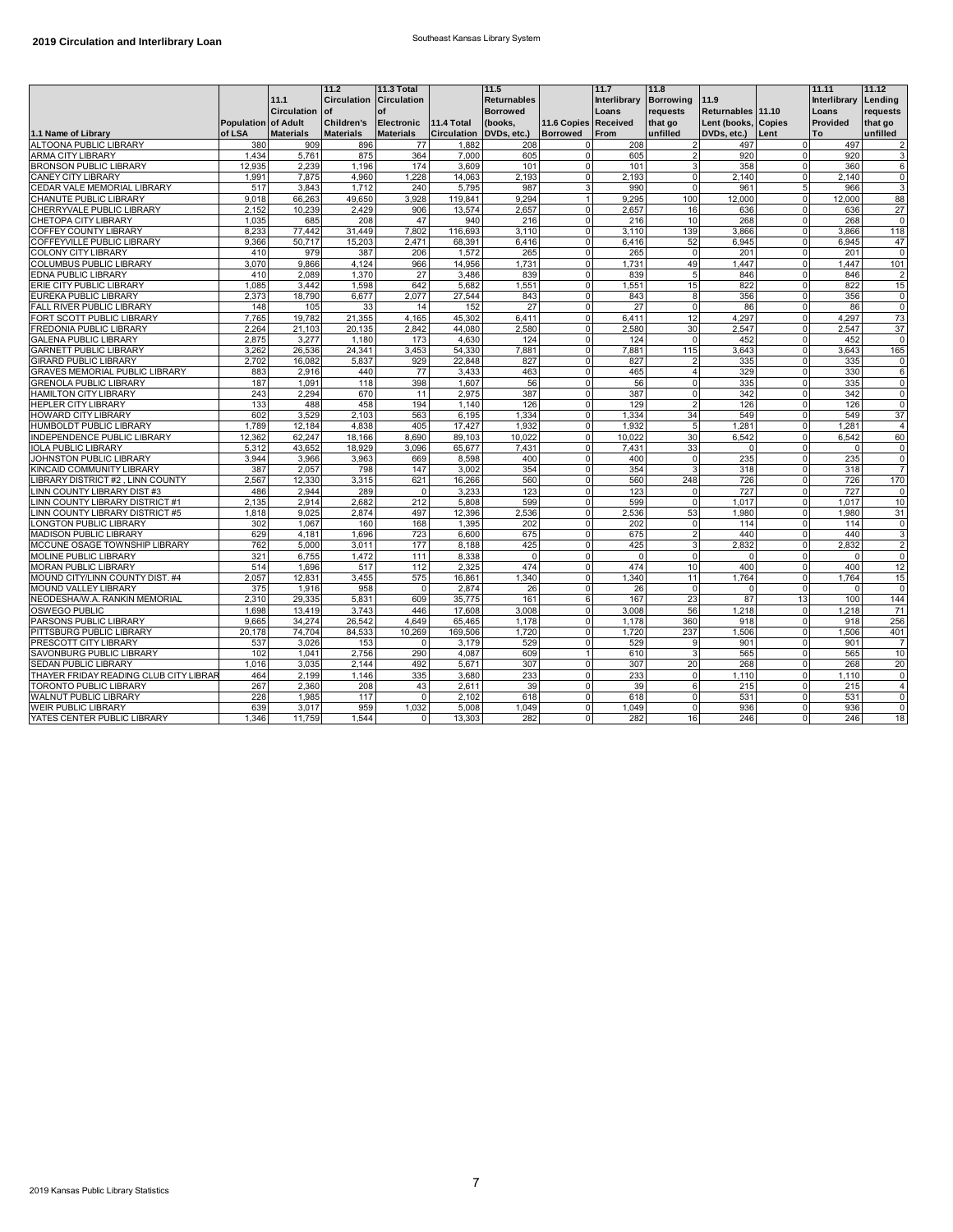# 2019 Circulation and Interlibrary Loan

Southeast Kansas Library System

| 1.1 Name of Library | Population of LSA | 11.1 Circulation of Adult Materials | 11.2 Circulation of Children's Materials | 11.3 Total Circulation of Electronic Materials | 11.4 Total Circulation | 11.5 Returnables Borrowed (books, DVDs, etc.) | 11.6 Copies Borrowed | 11.7 Interlibrary Loans Received From | 11.8 Borrowing requests that go unfilled | 11.9 Returnables Lent (books, DVDs, etc.) | 11.10 Copies Lent | 11.11 Interlibrary Loans Provided To | 11.12 Lending requests that go unfilled |
|---|---|---|---|---|---|---|---|---|---|---|---|---|---|
| ALTOONA PUBLIC LIBRARY | 380 | 909 | 896 | 77 | 1,882 | 208 | 0 | 208 | 2 | 497 | 0 | 497 | 2 |
| ARMA CITY LIBRARY | 1,434 | 5,761 | 875 | 364 | 7,000 | 605 | 0 | 605 | 2 | 920 | 0 | 920 | 3 |
| BRONSON PUBLIC LIBRARY | 12,935 | 2,239 | 1,196 | 174 | 3,609 | 101 | 0 | 101 | 3 | 358 | 0 | 360 | 6 |
| CANEY CITY LIBRARY | 1,991 | 7,875 | 4,960 | 1,228 | 14,063 | 2,193 | 0 | 2,193 | 0 | 2,140 | 0 | 2,140 | 0 |
| CEDAR VALE MEMORIAL LIBRARY | 517 | 3,843 | 1,712 | 240 | 5,795 | 987 | 3 | 990 | 0 | 961 | 5 | 966 | 3 |
| CHANUTE PUBLIC LIBRARY | 9,018 | 66,263 | 49,650 | 3,928 | 119,841 | 9,294 | 1 | 9,295 | 100 | 12,000 | 0 | 12,000 | 88 |
| CHERRYVALE PUBLIC LIBRARY | 2,152 | 10,239 | 2,429 | 906 | 13,574 | 2,657 | 0 | 2,657 | 16 | 636 | 0 | 636 | 27 |
| CHETOPA CITY LIBRARY | 1,035 | 685 | 208 | 47 | 940 | 216 | 0 | 216 | 10 | 268 | 0 | 268 | 0 |
| COFFEY COUNTY LIBRARY | 8,233 | 77,442 | 31,449 | 7,802 | 116,693 | 3,110 | 0 | 3,110 | 139 | 3,866 | 0 | 3,866 | 118 |
| COFFEYVILLE PUBLIC LIBRARY | 9,366 | 50,717 | 15,203 | 2,471 | 68,391 | 6,416 | 0 | 6,416 | 52 | 6,945 | 0 | 6,945 | 47 |
| COLONY CITY LIBRARY | 410 | 979 | 387 | 206 | 1,572 | 265 | 0 | 265 | 0 | 201 | 0 | 201 | 0 |
| COLUMBUS PUBLIC LIBRARY | 3,070 | 9,866 | 4,124 | 966 | 14,956 | 1,731 | 0 | 1,731 | 49 | 1,447 | 0 | 1,447 | 101 |
| EDNA PUBLIC LIBRARY | 410 | 2,089 | 1,370 | 27 | 3,486 | 839 | 0 | 839 | 5 | 846 | 0 | 846 | 2 |
| ERIE CITY PUBLIC LIBRARY | 1,085 | 3,442 | 1,598 | 642 | 5,682 | 1,551 | 0 | 1,551 | 15 | 822 | 0 | 822 | 15 |
| EUREKA PUBLIC LIBRARY | 2,373 | 18,790 | 6,677 | 2,077 | 27,544 | 843 | 0 | 843 | 8 | 356 | 0 | 356 | 0 |
| FALL RIVER PUBLIC LIBRARY | 148 | 105 | 33 | 14 | 152 | 27 | 0 | 27 | 0 | 86 | 0 | 86 | 0 |
| FORT SCOTT PUBLIC LIBRARY | 7,765 | 19,782 | 21,355 | 4,165 | 45,302 | 6,411 | 0 | 6,411 | 12 | 4,297 | 0 | 4,297 | 73 |
| FREDONIA PUBLIC LIBRARY | 2,264 | 21,103 | 20,135 | 2,842 | 44,080 | 2,580 | 0 | 2,580 | 30 | 2,547 | 0 | 2,547 | 37 |
| GALENA PUBLIC LIBRARY | 2,875 | 3,277 | 1,180 | 173 | 4,630 | 124 | 0 | 124 | 0 | 452 | 0 | 452 | 0 |
| GARNETT PUBLIC LIBRARY | 3,262 | 26,536 | 24,341 | 3,453 | 54,330 | 7,881 | 0 | 7,881 | 115 | 3,643 | 0 | 3,643 | 165 |
| GIRARD PUBLIC LIBRARY | 2,702 | 16,082 | 5,837 | 929 | 22,848 | 827 | 0 | 827 | 2 | 335 | 0 | 335 | 0 |
| GRAVES MEMORIAL PUBLIC LIBRARY | 883 | 2,916 | 440 | 77 | 3,433 | 463 | 0 | 465 | 4 | 329 | 0 | 330 | 6 |
| GRENOLA PUBLIC LIBRARY | 187 | 1,091 | 118 | 398 | 1,607 | 56 | 0 | 56 | 0 | 335 | 0 | 335 | 0 |
| HAMILTON CITY LIBRARY | 243 | 2,294 | 670 | 11 | 2,975 | 387 | 0 | 387 | 0 | 342 | 0 | 342 | 0 |
| HEPLER CITY LIBRARY | 133 | 488 | 458 | 194 | 1,140 | 126 | 0 | 129 | 2 | 126 | 0 | 126 | 0 |
| HOWARD CITY LIBRARY | 602 | 3,529 | 2,103 | 563 | 6,195 | 1,334 | 0 | 1,334 | 34 | 549 | 0 | 549 | 37 |
| HUMBOLDT PUBLIC LIBRARY | 1,789 | 12,184 | 4,838 | 405 | 17,427 | 1,932 | 0 | 1,932 | 5 | 1,281 | 0 | 1,281 | 4 |
| INDEPENDENCE PUBLIC LIBRARY | 12,362 | 62,247 | 18,166 | 8,690 | 89,103 | 10,022 | 0 | 10,022 | 30 | 6,542 | 0 | 6,542 | 60 |
| IOLA PUBLIC LIBRARY | 5,312 | 43,652 | 18,929 | 3,096 | 65,677 | 7,431 | 0 | 7,431 | 33 | 0 | 0 | 0 | 0 |
| JOHNSTON PUBLIC LIBRARY | 3,944 | 3,966 | 3,963 | 669 | 8,598 | 400 | 0 | 400 | 0 | 235 | 0 | 235 | 0 |
| KINCAID COMMUNITY LIBRARY | 387 | 2,057 | 798 | 147 | 3,002 | 354 | 0 | 354 | 3 | 318 | 0 | 318 | 7 |
| LIBRARY DISTRICT #2 , LINN COUNTY | 2,567 | 12,330 | 3,315 | 621 | 16,266 | 560 | 0 | 560 | 248 | 726 | 0 | 726 | 170 |
| LINN COUNTY LIBRARY DIST #3 | 486 | 2,944 | 289 | 0 | 3,233 | 123 | 0 | 123 | 0 | 727 | 0 | 727 | 0 |
| LINN COUNTY LIBRARY DISTRICT #1 | 2,135 | 2,914 | 2,682 | 212 | 5,808 | 599 | 0 | 599 | 0 | 1,017 | 0 | 1,017 | 10 |
| LINN COUNTY LIBRARY DISTRICT #5 | 1,818 | 9,025 | 2,874 | 497 | 12,396 | 2,536 | 0 | 2,536 | 53 | 1,980 | 0 | 1,980 | 31 |
| LONGTON PUBLIC LIBRARY | 302 | 1,067 | 160 | 168 | 1,395 | 202 | 0 | 202 | 0 | 114 | 0 | 114 | 0 |
| MADISON PUBLIC LIBRARY | 629 | 4,181 | 1,696 | 723 | 6,600 | 675 | 0 | 675 | 2 | 440 | 0 | 440 | 3 |
| MCCUNE OSAGE TOWNSHIP LIBRARY | 762 | 5,000 | 3,011 | 177 | 8,188 | 425 | 0 | 425 | 3 | 2,832 | 0 | 2,832 | 2 |
| MOLINE PUBLIC LIBRARY | 321 | 6,755 | 1,472 | 111 | 8,338 | 0 | 0 | 0 | 0 | 0 | 0 | 0 | 0 |
| MORAN PUBLIC LIBRARY | 514 | 1,696 | 517 | 112 | 2,325 | 474 | 0 | 474 | 10 | 400 | 0 | 400 | 12 |
| MOUND CITY/LINN COUNTY DIST. #4 | 2,057 | 12,831 | 3,455 | 575 | 16,861 | 1,340 | 0 | 1,340 | 11 | 1,764 | 0 | 1,764 | 15 |
| MOUND VALLEY LIBRARY | 375 | 1,916 | 958 | 0 | 2,874 | 26 | 0 | 26 | 0 | 0 | 0 | 0 | 0 |
| NEODESHA/W.A. RANKIN MEMORIAL | 2,310 | 29,335 | 5,831 | 609 | 35,775 | 161 | 6 | 167 | 23 | 87 | 13 | 100 | 144 |
| OSWEGO PUBLIC | 1,698 | 13,419 | 3,743 | 446 | 17,608 | 3,008 | 0 | 3,008 | 56 | 1,218 | 0 | 1,218 | 71 |
| PARSONS PUBLIC LIBRARY | 9,665 | 34,274 | 26,542 | 4,649 | 65,465 | 1,178 | 0 | 1,178 | 360 | 918 | 0 | 918 | 256 |
| PITTSBURG PUBLIC LIBRARY | 20,178 | 74,704 | 84,533 | 10,269 | 169,506 | 1,720 | 0 | 1,720 | 237 | 1,506 | 0 | 1,506 | 401 |
| PRESCOTT CITY LIBRARY | 537 | 3,026 | 153 | 0 | 3,179 | 529 | 0 | 529 | 9 | 901 | 0 | 901 | 7 |
| SAVONBURG PUBLIC LIBRARY | 102 | 1,041 | 2,756 | 290 | 4,087 | 609 | 1 | 610 | 3 | 565 | 0 | 565 | 10 |
| SEDAN PUBLIC LIBRARY | 1,016 | 3,035 | 2,144 | 492 | 5,671 | 307 | 0 | 307 | 20 | 268 | 0 | 268 | 20 |
| THAYER FRIDAY READING CLUB CITY LIBRAR | 464 | 2,199 | 1,146 | 335 | 3,680 | 233 | 0 | 233 | 0 | 1,110 | 0 | 1,110 | 0 |
| TORONTO PUBLIC LIBRARY | 267 | 2,360 | 208 | 43 | 2,611 | 39 | 0 | 39 | 6 | 215 | 0 | 215 | 4 |
| WALNUT PUBLIC LIBRARY | 228 | 1,985 | 117 | 0 | 2,102 | 618 | 0 | 618 | 0 | 531 | 0 | 531 | 0 |
| WEIR PUBLIC LIBRARY | 639 | 3,017 | 959 | 1,032 | 5,008 | 1,049 | 0 | 1,049 | 0 | 936 | 0 | 936 | 0 |
| YATES CENTER PUBLIC LIBRARY | 1,346 | 11,759 | 1,544 | 0 | 13,303 | 282 | 0 | 282 | 16 | 246 | 0 | 246 | 18 |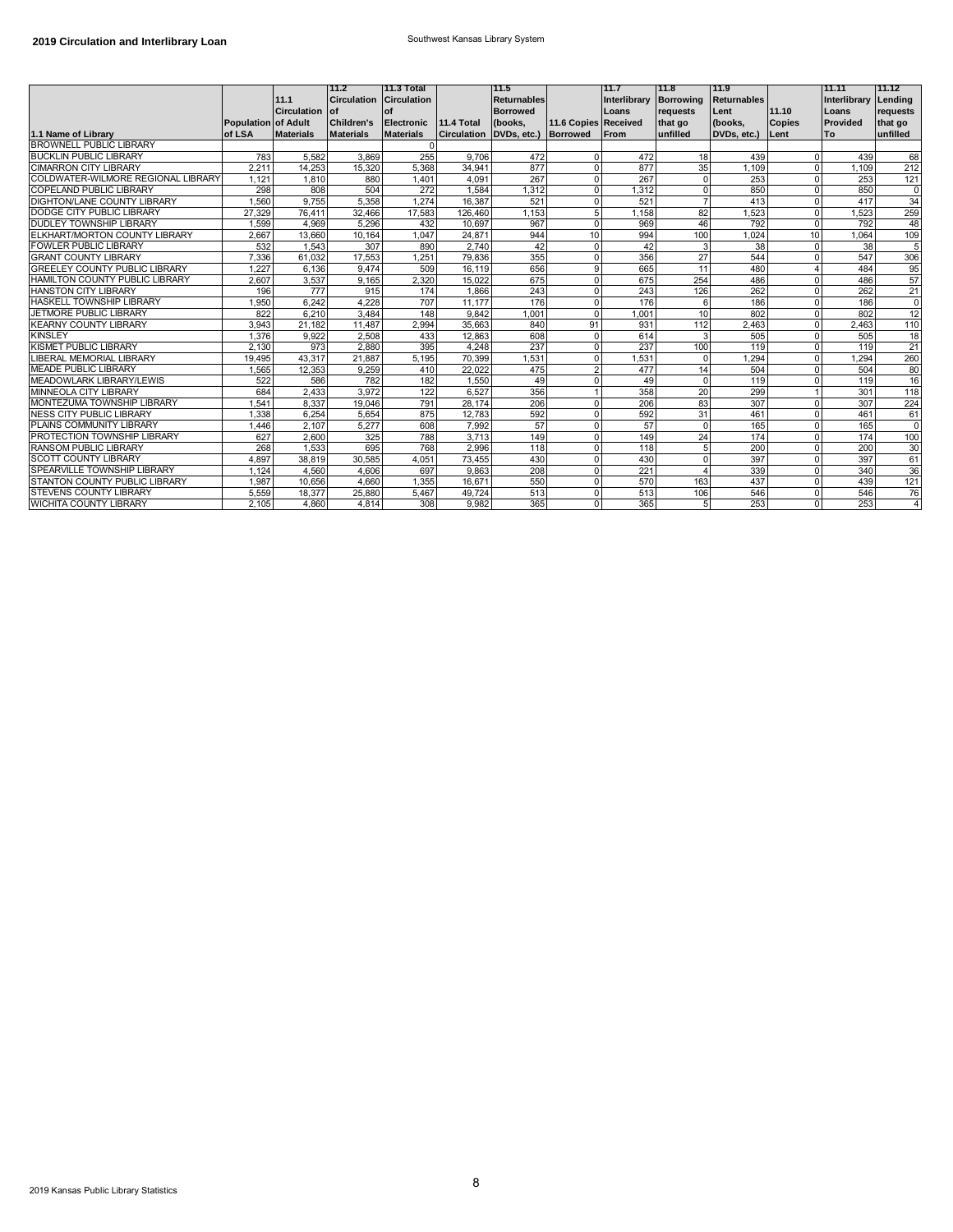**2019 Circulation and Interlibrary Loan**

Southwest Kansas Library System

| 1.1 Name of Library | Population of LSA | 11.1 Circulation of Adult Materials | 11.2 Circulation of Children's Materials | 11.3 Total Circulation of Electronic Materials | 11.4 Total Circulation | 11.5 Returnables Borrowed (books, DVDs, etc.) | 11.6 Copies Borrowed | 11.7 Interlibrary Loans Received From | 11.8 Borrowing requests that go unfilled | 11.9 Returnables Lent (books, DVDs, etc.) | 11.10 Copies Lent | 11.11 Interlibrary Loans Provided To | 11.12 Lending requests that go unfilled |
|---|---|---|---|---|---|---|---|---|---|---|---|---|---|
| BROWNELL PUBLIC LIBRARY | | | | 0 | | | | | | | | | |
| BUCKLIN PUBLIC LIBRARY | 783 | 5,582 | 3,869 | 255 | 9,706 | 472 | 0 | 472 | 18 | 439 | 0 | 439 | 68 |
| CIMARRON CITY LIBRARY | 2,211 | 14,253 | 15,320 | 5,368 | 34,941 | 877 | 0 | 877 | 35 | 1,109 | 0 | 1,109 | 212 |
| COLDWATER-WILMORE REGIONAL LIBRARY | 1,121 | 1,810 | 880 | 1,401 | 4,091 | 267 | 0 | 267 | 0 | 253 | 0 | 253 | 121 |
| COPELAND PUBLIC LIBRARY | 298 | 808 | 504 | 272 | 1,584 | 1,312 | 0 | 1,312 | 0 | 850 | 0 | 850 | 0 |
| DIGHTON/LANE COUNTY LIBRARY | 1,560 | 9,755 | 5,358 | 1,274 | 16,387 | 521 | 0 | 521 | 7 | 413 | 0 | 417 | 34 |
| DODGE CITY PUBLIC LIBRARY | 27,329 | 76,411 | 32,466 | 17,583 | 126,460 | 1,153 | 5 | 1,158 | 82 | 1,523 | 0 | 1,523 | 259 |
| DUDLEY TOWNSHIP LIBRARY | 1,599 | 4,969 | 5,296 | 432 | 10,697 | 967 | 0 | 969 | 46 | 792 | 0 | 792 | 48 |
| ELKHART/MORTON COUNTY LIBRARY | 2,667 | 13,660 | 10,164 | 1,047 | 24,871 | 944 | 10 | 994 | 100 | 1,024 | 10 | 1,064 | 109 |
| FOWLER PUBLIC LIBRARY | 532 | 1,543 | 307 | 890 | 2,740 | 42 | 0 | 42 | 3 | 38 | 0 | 38 | 5 |
| GRANT COUNTY LIBRARY | 7,336 | 61,032 | 17,553 | 1,251 | 79,836 | 355 | 0 | 356 | 27 | 544 | 0 | 547 | 306 |
| GREELEY COUNTY PUBLIC LIBRARY | 1,227 | 6,136 | 9,474 | 509 | 16,119 | 656 | 9 | 665 | 11 | 480 | 4 | 484 | 95 |
| HAMILTON COUNTY PUBLIC LIBRARY | 2,607 | 3,537 | 9,165 | 2,320 | 15,022 | 675 | 0 | 675 | 254 | 486 | 0 | 486 | 57 |
| HANSTON CITY LIBRARY | 196 | 777 | 915 | 174 | 1,866 | 243 | 0 | 243 | 126 | 262 | 0 | 262 | 21 |
| HASKELL TOWNSHIP LIBRARY | 1,950 | 6,242 | 4,228 | 707 | 11,177 | 176 | 0 | 176 | 6 | 186 | 0 | 186 | 0 |
| JETMORE PUBLIC LIBRARY | 822 | 6,210 | 3,484 | 148 | 9,842 | 1,001 | 0 | 1,001 | 10 | 802 | 0 | 802 | 12 |
| KEARNY COUNTY LIBRARY | 3,943 | 21,182 | 11,487 | 2,994 | 35,663 | 840 | 91 | 931 | 112 | 2,463 | 0 | 2,463 | 110 |
| KINSLEY | 1,376 | 9,922 | 2,508 | 433 | 12,863 | 608 | 0 | 614 | 3 | 505 | 0 | 505 | 18 |
| KISMET PUBLIC LIBRARY | 2,130 | 973 | 2,880 | 395 | 4,248 | 237 | 0 | 237 | 100 | 119 | 0 | 119 | 21 |
| LIBERAL MEMORIAL LIBRARY | 19,495 | 43,317 | 21,887 | 5,195 | 70,399 | 1,531 | 0 | 1,531 | 0 | 1,294 | 0 | 1,294 | 260 |
| MEADE PUBLIC LIBRARY | 1,565 | 12,353 | 9,259 | 410 | 22,022 | 475 | 2 | 477 | 14 | 504 | 0 | 504 | 80 |
| MEADOWLARK LIBRARY/LEWIS | 522 | 586 | 782 | 182 | 1,550 | 49 | 0 | 49 | 0 | 119 | 0 | 119 | 16 |
| MINNEOLA CITY LIBRARY | 684 | 2,433 | 3,972 | 122 | 6,527 | 356 | 1 | 358 | 20 | 299 | 1 | 301 | 118 |
| MONTEZUMA TOWNSHIP LIBRARY | 1,541 | 8,337 | 19,046 | 791 | 28,174 | 206 | 0 | 206 | 83 | 307 | 0 | 307 | 224 |
| NESS CITY PUBLIC LIBRARY | 1,338 | 6,254 | 5,654 | 875 | 12,783 | 592 | 0 | 592 | 31 | 461 | 0 | 461 | 61 |
| PLAINS COMMUNITY LIBRARY | 1,446 | 2,107 | 5,277 | 608 | 7,992 | 57 | 0 | 57 | 0 | 165 | 0 | 165 | 0 |
| PROTECTION TOWNSHIP LIBRARY | 627 | 2,600 | 325 | 788 | 3,713 | 149 | 0 | 149 | 24 | 174 | 0 | 174 | 100 |
| RANSOM PUBLIC LIBRARY | 268 | 1,533 | 695 | 768 | 2,996 | 118 | 0 | 118 | 5 | 200 | 0 | 200 | 30 |
| SCOTT COUNTY LIBRARY | 4,897 | 38,819 | 30,585 | 4,051 | 73,455 | 430 | 0 | 430 | 0 | 397 | 0 | 397 | 61 |
| SPEARVILLE TOWNSHIP LIBRARY | 1,124 | 4,560 | 4,606 | 697 | 9,863 | 208 | 0 | 221 | 4 | 339 | 0 | 340 | 36 |
| STANTON COUNTY PUBLIC LIBRARY | 1,987 | 10,656 | 4,660 | 1,355 | 16,671 | 550 | 0 | 570 | 163 | 437 | 0 | 439 | 121 |
| STEVENS COUNTY LIBRARY | 5,559 | 18,377 | 25,880 | 5,467 | 49,724 | 513 | 0 | 513 | 106 | 546 | 0 | 546 | 76 |
| WICHITA COUNTY LIBRARY | 2,105 | 4,860 | 4,814 | 308 | 9,982 | 365 | 0 | 365 | 5 | 253 | 0 | 253 | 4 |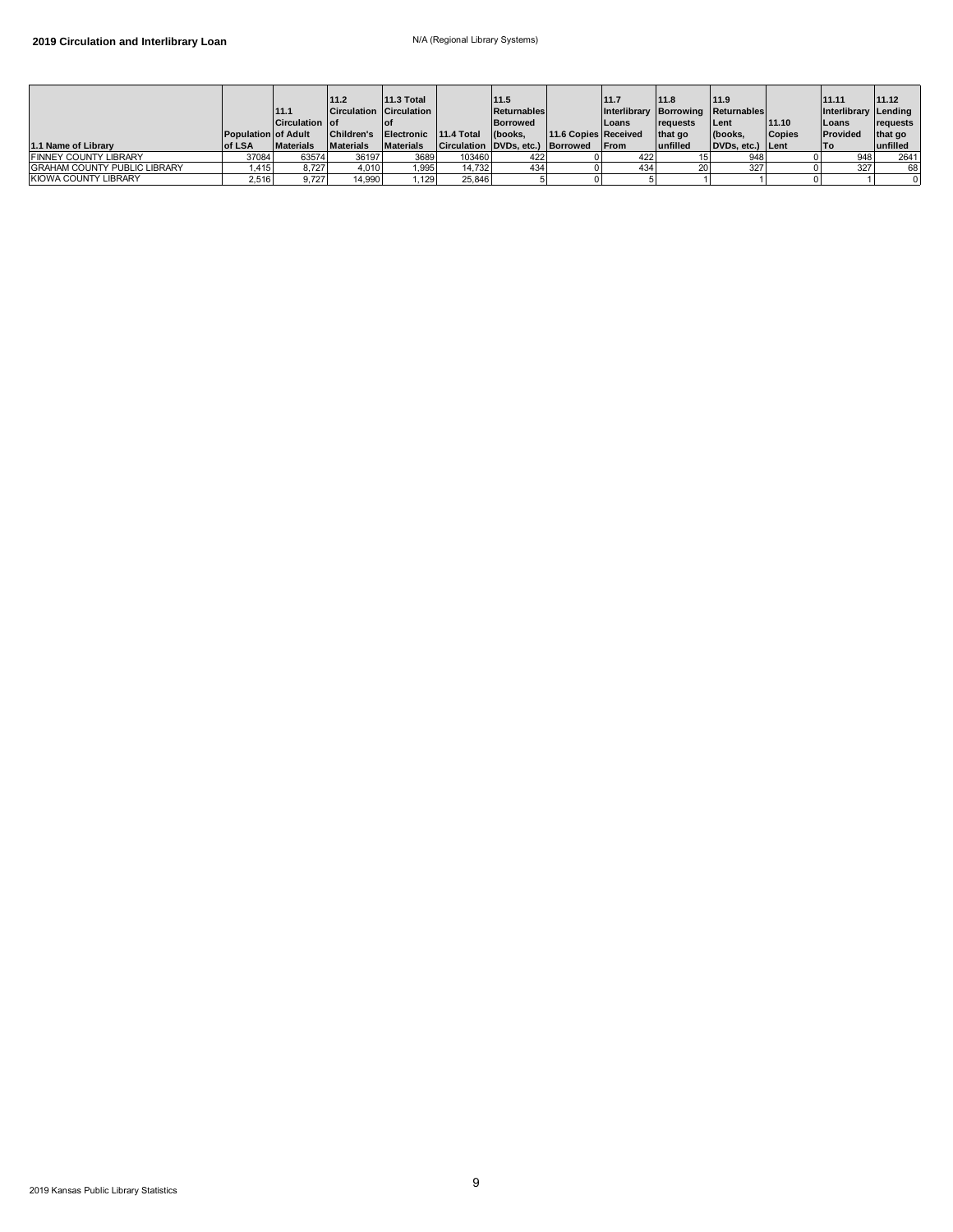## 2019 Circulation and Interlibrary Loan

N/A (Regional Library Systems)

| 1.1 Name of Library | Population of LSA | 11.1 Circulation of Adult Materials | 11.2 Circulation of Children's Materials | 11.3 Total Circulation of Electronic Materials | 11.4 Total Circulation | 11.5 Returnables Borrowed (books, DVDs, etc.) | 11.6 Copies Borrowed | 11.7 Interlibrary Loans Received From | 11.8 Borrowing requests that go unfilled | 11.9 Returnables Lent (books, DVDs, etc.) | 11.10 Copies Lent | 11.11 Interlibrary Loans Provided To | 11.12 Lending requests that go unfilled |
|---|---|---|---|---|---|---|---|---|---|---|---|---|---|
| FINNEY COUNTY LIBRARY | 37084 | 63574 | 36197 | 3689 | 103460 | 422 | 0 | 422 | 15 | 948 | 0 | 948 | 2641 |
| GRAHAM COUNTY PUBLIC LIBRARY | 1,415 | 8,727 | 4,010 | 1,995 | 14,732 | 434 | 0 | 434 | 20 | 327 | 0 | 327 | 68 |
| KIOWA COUNTY LIBRARY | 2,516 | 9,727 | 14,990 | 1,129 | 25,846 | 5 | 0 | 5 | 1 | 1 | 0 | 1 | 0 |